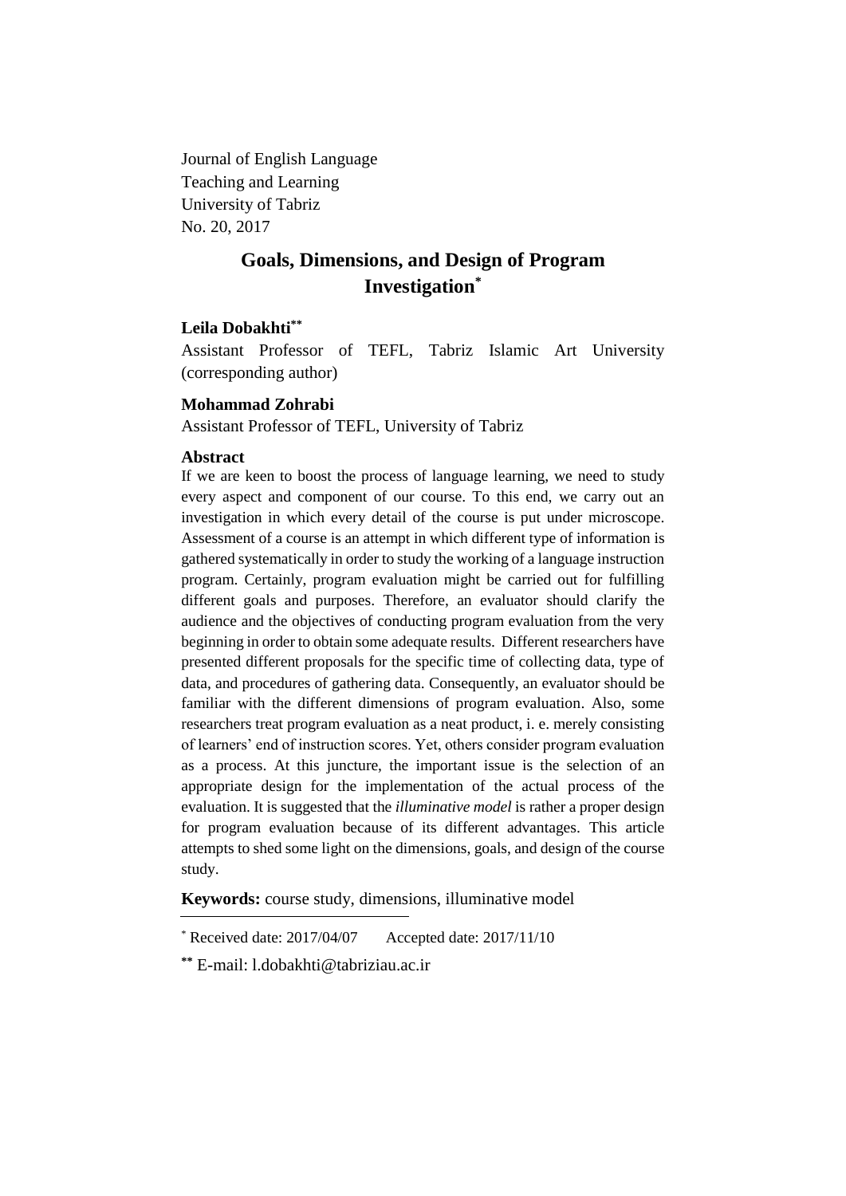Journal of English Language
Teaching and Learning
University of Tabriz
No. 20, 2017

# Goals, Dimensions, and Design of Program Investigation[*]

**Leila Dobakhti[**]**

Assistant Professor of TEFL, Tabriz Islamic Art University (corresponding author)

**Mohammad Zohrabi**

Assistant Professor of TEFL, University of Tabriz

## Abstract

If we are keen to boost the process of language learning, we need to study every aspect and component of our course. To this end, we carry out an investigation in which every detail of the course is put under microscope. Assessment of a course is an attempt in which different type of information is gathered systematically in order to study the working of a language instruction program. Certainly, program evaluation might be carried out for fulfilling different goals and purposes. Therefore, an evaluator should clarify the audience and the objectives of conducting program evaluation from the very beginning in order to obtain some adequate results. Different researchers have presented different proposals for the specific time of collecting data, type of data, and procedures of gathering data. Consequently, an evaluator should be familiar with the different dimensions of program evaluation. Also, some researchers treat program evaluation as a neat product, i. e. merely consisting of learners' end of instruction scores. Yet, others consider program evaluation as a process. At this juncture, the important issue is the selection of an appropriate design for the implementation of the actual process of the evaluation. It is suggested that the *illuminative model* is rather a proper design for program evaluation because of its different advantages. This article attempts to shed some light on the dimensions, goals, and design of the course study.

**Keywords:** course study, dimensions, illuminative model

---

[*] Received date: 2017/04/07 Accepted date: 2017/11/10

[**] E-mail: l.dobakhti@tabriziau.ac.ir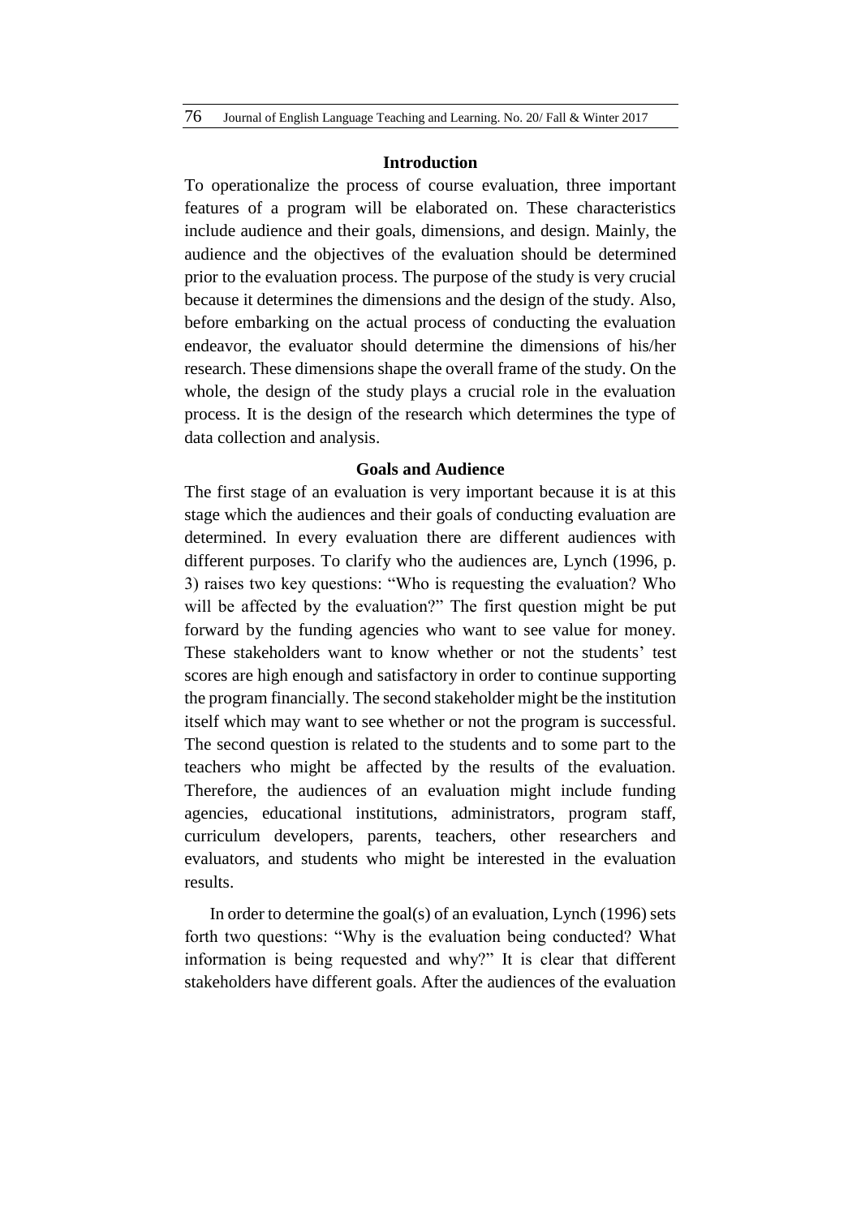## Introduction

To operationalize the process of course evaluation, three important features of a program will be elaborated on. These characteristics include audience and their goals, dimensions, and design. Mainly, the audience and the objectives of the evaluation should be determined prior to the evaluation process. The purpose of the study is very crucial because it determines the dimensions and the design of the study. Also, before embarking on the actual process of conducting the evaluation endeavor, the evaluator should determine the dimensions of his/her research. These dimensions shape the overall frame of the study. On the whole, the design of the study plays a crucial role in the evaluation process. It is the design of the research which determines the type of data collection and analysis.

## Goals and Audience

The first stage of an evaluation is very important because it is at this stage which the audiences and their goals of conducting evaluation are determined. In every evaluation there are different audiences with different purposes. To clarify who the audiences are, Lynch (1996, p. 3) raises two key questions: "Who is requesting the evaluation? Who will be affected by the evaluation?" The first question might be put forward by the funding agencies who want to see value for money. These stakeholders want to know whether or not the students' test scores are high enough and satisfactory in order to continue supporting the program financially. The second stakeholder might be the institution itself which may want to see whether or not the program is successful. The second question is related to the students and to some part to the teachers who might be affected by the results of the evaluation. Therefore, the audiences of an evaluation might include funding agencies, educational institutions, administrators, program staff, curriculum developers, parents, teachers, other researchers and evaluators, and students who might be interested in the evaluation results.

In order to determine the goal(s) of an evaluation, Lynch (1996) sets forth two questions: "Why is the evaluation being conducted? What information is being requested and why?" It is clear that different stakeholders have different goals. After the audiences of the evaluation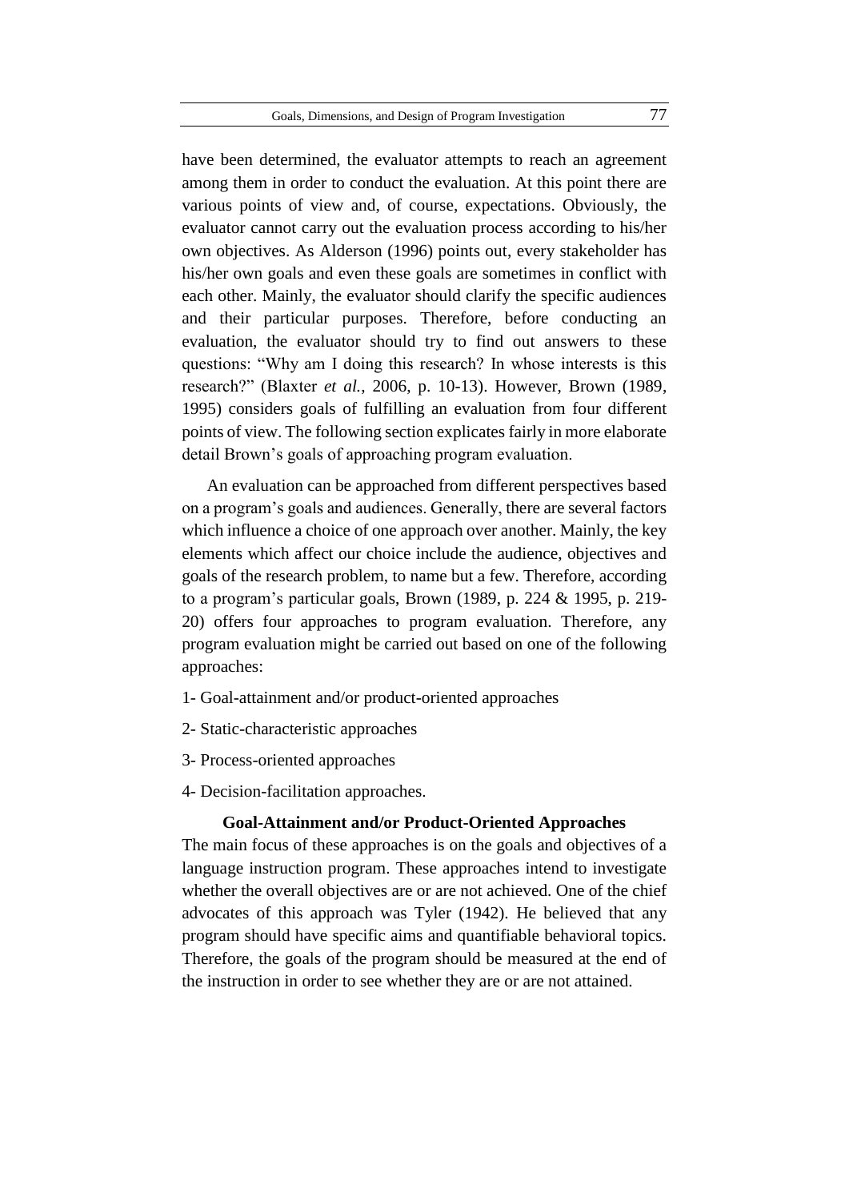have been determined, the evaluator attempts to reach an agreement among them in order to conduct the evaluation. At this point there are various points of view and, of course, expectations. Obviously, the evaluator cannot carry out the evaluation process according to his/her own objectives. As Alderson (1996) points out, every stakeholder has his/her own goals and even these goals are sometimes in conflict with each other. Mainly, the evaluator should clarify the specific audiences and their particular purposes. Therefore, before conducting an evaluation, the evaluator should try to find out answers to these questions: "Why am I doing this research? In whose interests is this research?" (Blaxter *et al.*, 2006, p. 10-13). However, Brown (1989, 1995) considers goals of fulfilling an evaluation from four different points of view. The following section explicates fairly in more elaborate detail Brown's goals of approaching program evaluation.

An evaluation can be approached from different perspectives based on a program's goals and audiences. Generally, there are several factors which influence a choice of one approach over another. Mainly, the key elements which affect our choice include the audience, objectives and goals of the research problem, to name but a few. Therefore, according to a program's particular goals, Brown (1989, p. 224 & 1995, p. 219-20) offers four approaches to program evaluation. Therefore, any program evaluation might be carried out based on one of the following approaches:

1- Goal-attainment and/or product-oriented approaches

2- Static-characteristic approaches

3- Process-oriented approaches

4- Decision-facilitation approaches.

### Goal-Attainment and/or Product-Oriented Approaches

The main focus of these approaches is on the goals and objectives of a language instruction program. These approaches intend to investigate whether the overall objectives are or are not achieved. One of the chief advocates of this approach was Tyler (1942). He believed that any program should have specific aims and quantifiable behavioral topics. Therefore, the goals of the program should be measured at the end of the instruction in order to see whether they are or are not attained.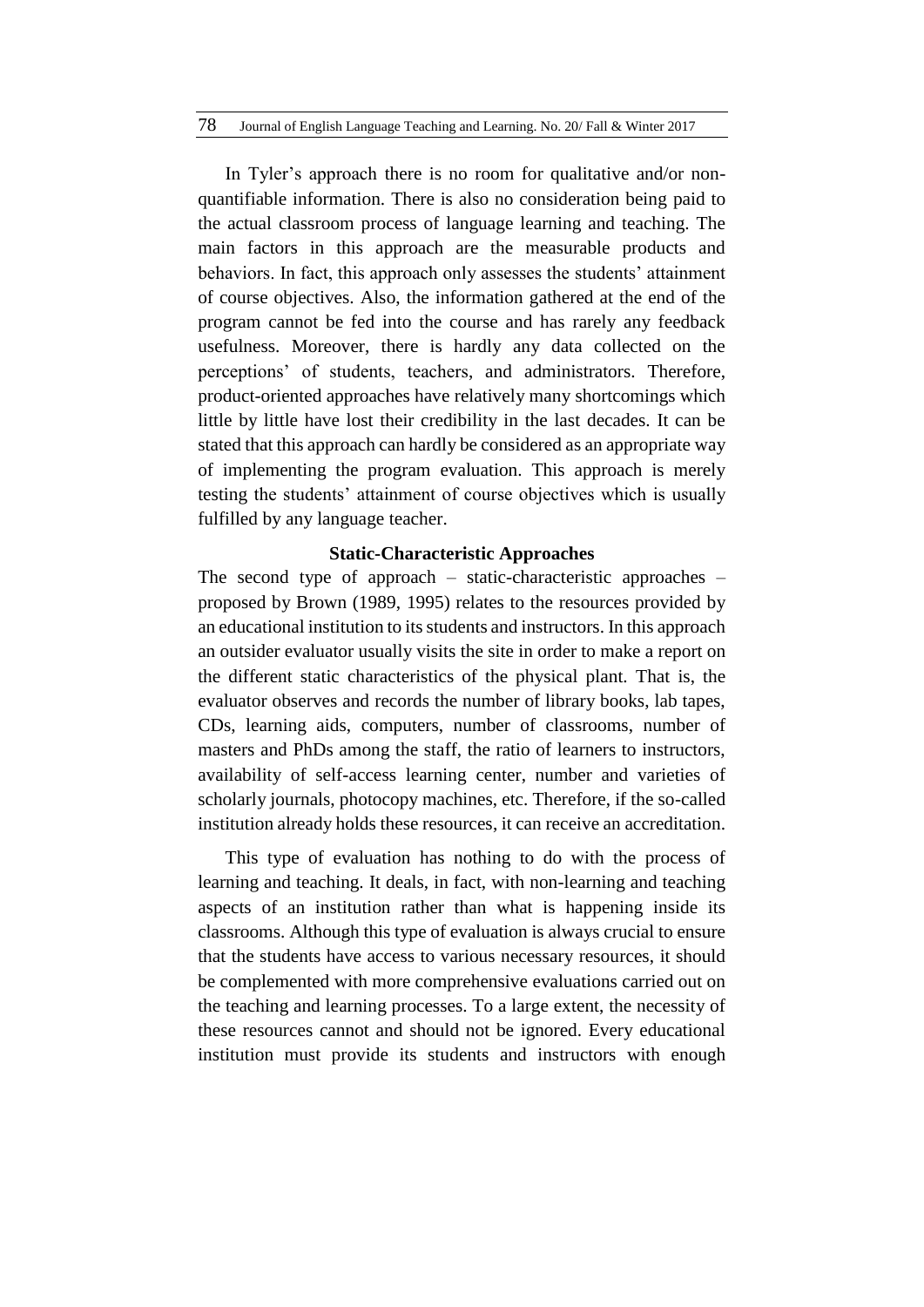In Tyler's approach there is no room for qualitative and/or non-quantifiable information. There is also no consideration being paid to the actual classroom process of language learning and teaching. The main factors in this approach are the measurable products and behaviors. In fact, this approach only assesses the students' attainment of course objectives. Also, the information gathered at the end of the program cannot be fed into the course and has rarely any feedback usefulness. Moreover, there is hardly any data collected on the perceptions' of students, teachers, and administrators. Therefore, product-oriented approaches have relatively many shortcomings which little by little have lost their credibility in the last decades. It can be stated that this approach can hardly be considered as an appropriate way of implementing the program evaluation. This approach is merely testing the students' attainment of course objectives which is usually fulfilled by any language teacher.

### Static-Characteristic Approaches

The second type of approach – static-characteristic approaches – proposed by Brown (1989, 1995) relates to the resources provided by an educational institution to its students and instructors. In this approach an outsider evaluator usually visits the site in order to make a report on the different static characteristics of the physical plant. That is, the evaluator observes and records the number of library books, lab tapes, CDs, learning aids, computers, number of classrooms, number of masters and PhDs among the staff, the ratio of learners to instructors, availability of self-access learning center, number and varieties of scholarly journals, photocopy machines, etc. Therefore, if the so-called institution already holds these resources, it can receive an accreditation.

This type of evaluation has nothing to do with the process of learning and teaching. It deals, in fact, with non-learning and teaching aspects of an institution rather than what is happening inside its classrooms. Although this type of evaluation is always crucial to ensure that the students have access to various necessary resources, it should be complemented with more comprehensive evaluations carried out on the teaching and learning processes. To a large extent, the necessity of these resources cannot and should not be ignored. Every educational institution must provide its students and instructors with enough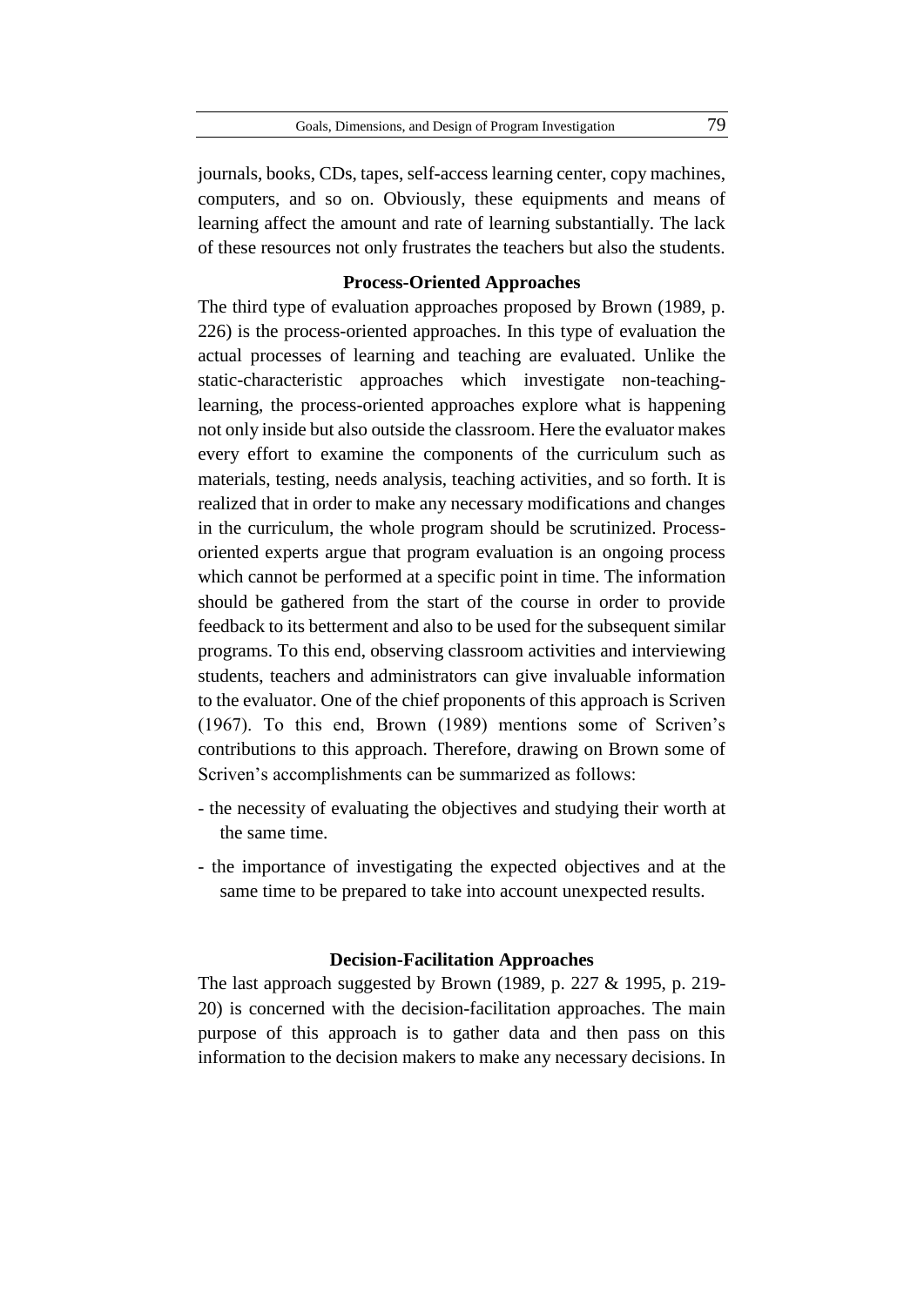journals, books, CDs, tapes, self-access learning center, copy machines, computers, and so on. Obviously, these equipments and means of learning affect the amount and rate of learning substantially. The lack of these resources not only frustrates the teachers but also the students.

### Process-Oriented Approaches

The third type of evaluation approaches proposed by Brown (1989, p. 226) is the process-oriented approaches. In this type of evaluation the actual processes of learning and teaching are evaluated. Unlike the static-characteristic approaches which investigate non-teaching-learning, the process-oriented approaches explore what is happening not only inside but also outside the classroom. Here the evaluator makes every effort to examine the components of the curriculum such as materials, testing, needs analysis, teaching activities, and so forth. It is realized that in order to make any necessary modifications and changes in the curriculum, the whole program should be scrutinized. Process-oriented experts argue that program evaluation is an ongoing process which cannot be performed at a specific point in time. The information should be gathered from the start of the course in order to provide feedback to its betterment and also to be used for the subsequent similar programs. To this end, observing classroom activities and interviewing students, teachers and administrators can give invaluable information to the evaluator. One of the chief proponents of this approach is Scriven (1967). To this end, Brown (1989) mentions some of Scriven's contributions to this approach. Therefore, drawing on Brown some of Scriven's accomplishments can be summarized as follows:

- the necessity of evaluating the objectives and studying their worth at the same time.
- the importance of investigating the expected objectives and at the same time to be prepared to take into account unexpected results.

### Decision-Facilitation Approaches

The last approach suggested by Brown (1989, p. 227 & 1995, p. 219-20) is concerned with the decision-facilitation approaches. The main purpose of this approach is to gather data and then pass on this information to the decision makers to make any necessary decisions. In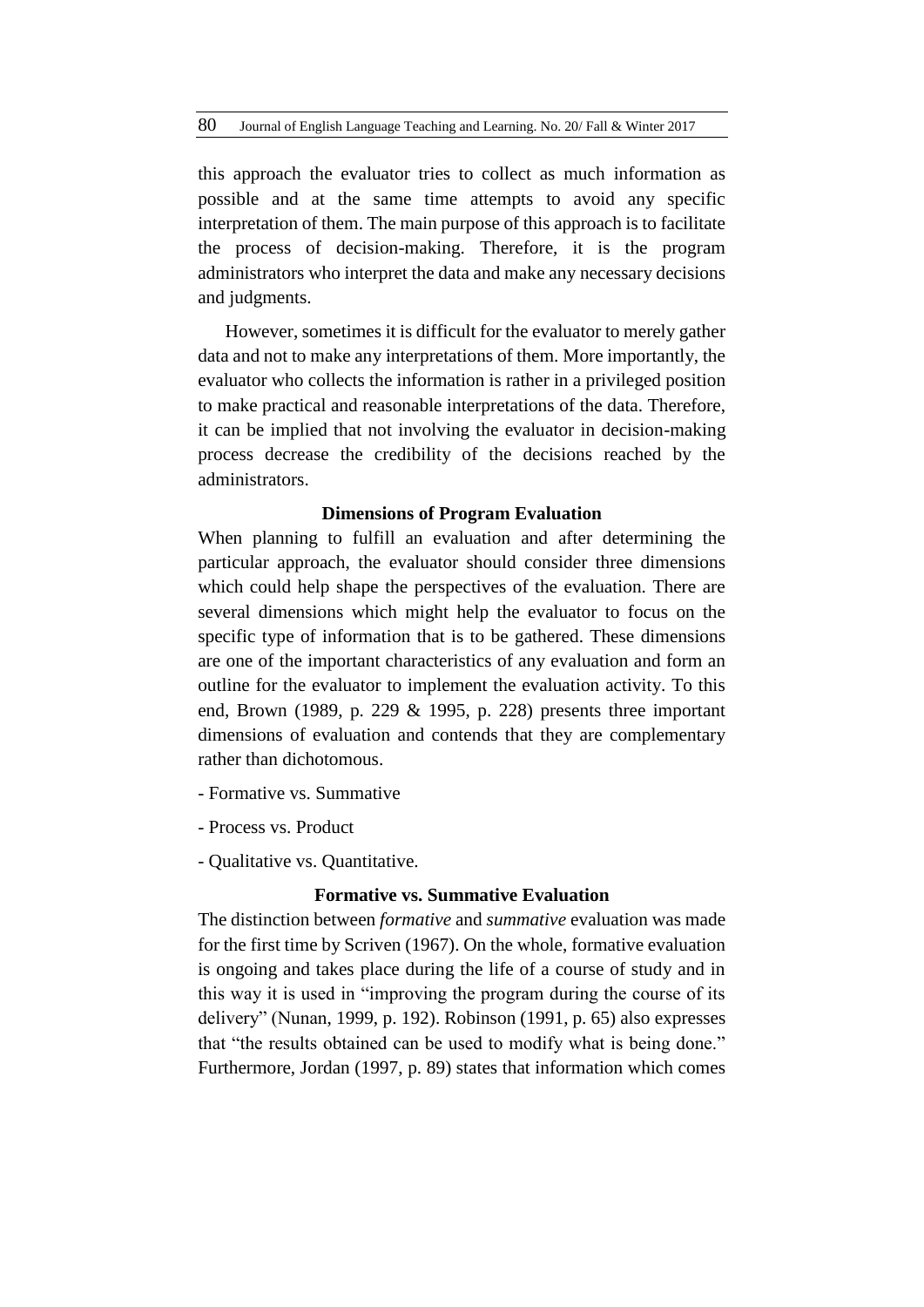this approach the evaluator tries to collect as much information as possible and at the same time attempts to avoid any specific interpretation of them. The main purpose of this approach is to facilitate the process of decision-making. Therefore, it is the program administrators who interpret the data and make any necessary decisions and judgments.

However, sometimes it is difficult for the evaluator to merely gather data and not to make any interpretations of them. More importantly, the evaluator who collects the information is rather in a privileged position to make practical and reasonable interpretations of the data. Therefore, it can be implied that not involving the evaluator in decision-making process decrease the credibility of the decisions reached by the administrators.

## Dimensions of Program Evaluation

When planning to fulfill an evaluation and after determining the particular approach, the evaluator should consider three dimensions which could help shape the perspectives of the evaluation. There are several dimensions which might help the evaluator to focus on the specific type of information that is to be gathered. These dimensions are one of the important characteristics of any evaluation and form an outline for the evaluator to implement the evaluation activity. To this end, Brown (1989, p. 229 & 1995, p. 228) presents three important dimensions of evaluation and contends that they are complementary rather than dichotomous.

- Formative vs. Summative
- Process vs. Product
- Qualitative vs. Quantitative.

### Formative vs. Summative Evaluation

The distinction between *formative* and *summative* evaluation was made for the first time by Scriven (1967). On the whole, formative evaluation is ongoing and takes place during the life of a course of study and in this way it is used in "improving the program during the course of its delivery" (Nunan, 1999, p. 192). Robinson (1991, p. 65) also expresses that "the results obtained can be used to modify what is being done." Furthermore, Jordan (1997, p. 89) states that information which comes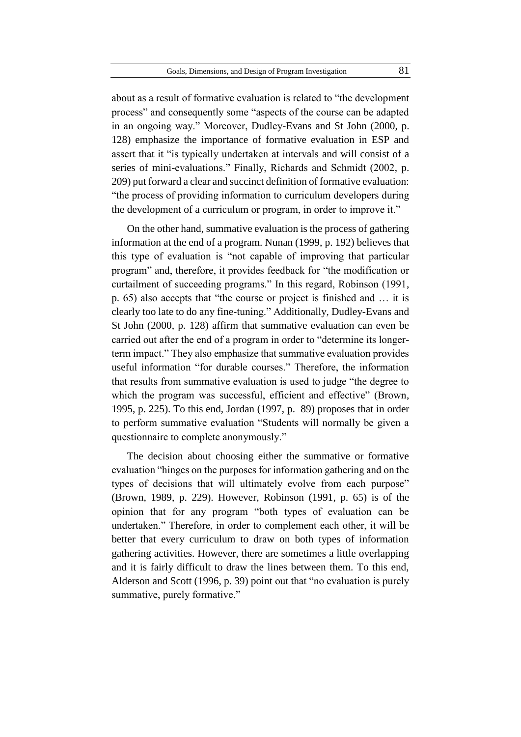about as a result of formative evaluation is related to "the development process" and consequently some "aspects of the course can be adapted in an ongoing way." Moreover, Dudley-Evans and St John (2000, p. 128) emphasize the importance of formative evaluation in ESP and assert that it "is typically undertaken at intervals and will consist of a series of mini-evaluations." Finally, Richards and Schmidt (2002, p. 209) put forward a clear and succinct definition of formative evaluation: "the process of providing information to curriculum developers during the development of a curriculum or program, in order to improve it."

On the other hand, summative evaluation is the process of gathering information at the end of a program. Nunan (1999, p. 192) believes that this type of evaluation is "not capable of improving that particular program" and, therefore, it provides feedback for "the modification or curtailment of succeeding programs." In this regard, Robinson (1991, p. 65) also accepts that "the course or project is finished and … it is clearly too late to do any fine-tuning." Additionally, Dudley-Evans and St John (2000, p. 128) affirm that summative evaluation can even be carried out after the end of a program in order to "determine its longer-term impact." They also emphasize that summative evaluation provides useful information "for durable courses." Therefore, the information that results from summative evaluation is used to judge "the degree to which the program was successful, efficient and effective" (Brown, 1995, p. 225). To this end, Jordan (1997, p. 89) proposes that in order to perform summative evaluation "Students will normally be given a questionnaire to complete anonymously."

The decision about choosing either the summative or formative evaluation "hinges on the purposes for information gathering and on the types of decisions that will ultimately evolve from each purpose" (Brown, 1989, p. 229). However, Robinson (1991, p. 65) is of the opinion that for any program "both types of evaluation can be undertaken." Therefore, in order to complement each other, it will be better that every curriculum to draw on both types of information gathering activities. However, there are sometimes a little overlapping and it is fairly difficult to draw the lines between them. To this end, Alderson and Scott (1996, p. 39) point out that "no evaluation is purely summative, purely formative."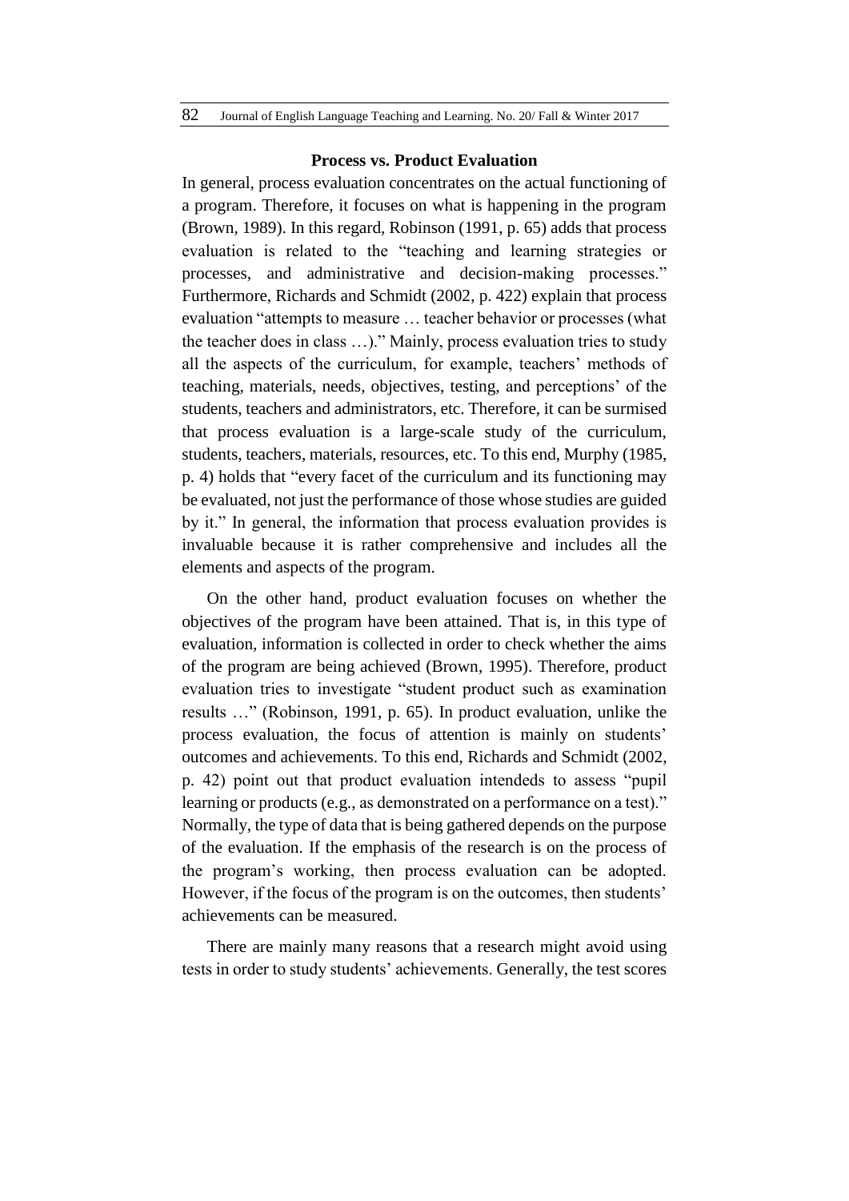### Process vs. Product Evaluation

In general, process evaluation concentrates on the actual functioning of a program. Therefore, it focuses on what is happening in the program (Brown, 1989). In this regard, Robinson (1991, p. 65) adds that process evaluation is related to the "teaching and learning strategies or processes, and administrative and decision-making processes." Furthermore, Richards and Schmidt (2002, p. 422) explain that process evaluation "attempts to measure … teacher behavior or processes (what the teacher does in class …)." Mainly, process evaluation tries to study all the aspects of the curriculum, for example, teachers' methods of teaching, materials, needs, objectives, testing, and perceptions' of the students, teachers and administrators, etc. Therefore, it can be surmised that process evaluation is a large-scale study of the curriculum, students, teachers, materials, resources, etc. To this end, Murphy (1985, p. 4) holds that "every facet of the curriculum and its functioning may be evaluated, not just the performance of those whose studies are guided by it." In general, the information that process evaluation provides is invaluable because it is rather comprehensive and includes all the elements and aspects of the program.

On the other hand, product evaluation focuses on whether the objectives of the program have been attained. That is, in this type of evaluation, information is collected in order to check whether the aims of the program are being achieved (Brown, 1995). Therefore, product evaluation tries to investigate "student product such as examination results …" (Robinson, 1991, p. 65). In product evaluation, unlike the process evaluation, the focus of attention is mainly on students' outcomes and achievements. To this end, Richards and Schmidt (2002, p. 42) point out that product evaluation intendeds to assess "pupil learning or products (e.g., as demonstrated on a performance on a test)." Normally, the type of data that is being gathered depends on the purpose of the evaluation. If the emphasis of the research is on the process of the program's working, then process evaluation can be adopted. However, if the focus of the program is on the outcomes, then students' achievements can be measured.

There are mainly many reasons that a research might avoid using tests in order to study students' achievements. Generally, the test scores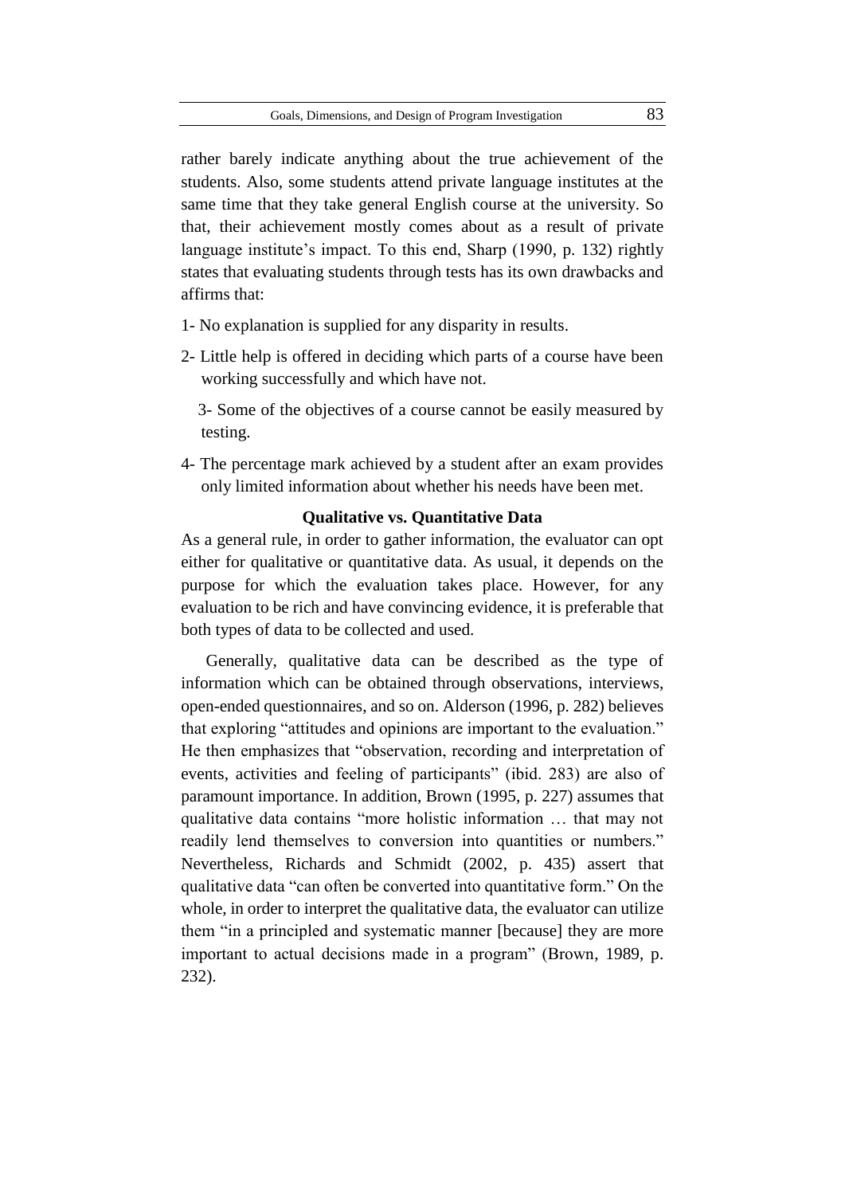rather barely indicate anything about the true achievement of the students. Also, some students attend private language institutes at the same time that they take general English course at the university. So that, their achievement mostly comes about as a result of private language institute's impact. To this end, Sharp (1990, p. 132) rightly states that evaluating students through tests has its own drawbacks and affirms that:

1- No explanation is supplied for any disparity in results.

2- Little help is offered in deciding which parts of a course have been working successfully and which have not.

3- Some of the objectives of a course cannot be easily measured by testing.

4- The percentage mark achieved by a student after an exam provides only limited information about whether his needs have been met.

### Qualitative vs. Quantitative Data

As a general rule, in order to gather information, the evaluator can opt either for qualitative or quantitative data. As usual, it depends on the purpose for which the evaluation takes place. However, for any evaluation to be rich and have convincing evidence, it is preferable that both types of data to be collected and used.

Generally, qualitative data can be described as the type of information which can be obtained through observations, interviews, open-ended questionnaires, and so on. Alderson (1996, p. 282) believes that exploring "attitudes and opinions are important to the evaluation." He then emphasizes that "observation, recording and interpretation of events, activities and feeling of participants" (ibid. 283) are also of paramount importance. In addition, Brown (1995, p. 227) assumes that qualitative data contains "more holistic information … that may not readily lend themselves to conversion into quantities or numbers." Nevertheless, Richards and Schmidt (2002, p. 435) assert that qualitative data "can often be converted into quantitative form." On the whole, in order to interpret the qualitative data, the evaluator can utilize them "in a principled and systematic manner [because] they are more important to actual decisions made in a program" (Brown, 1989, p. 232).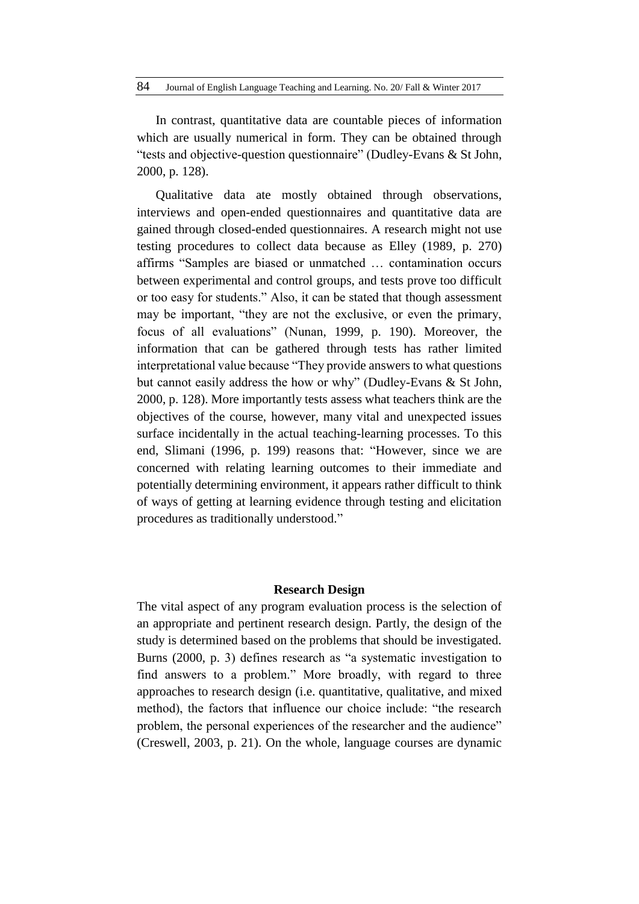In contrast, quantitative data are countable pieces of information which are usually numerical in form. They can be obtained through "tests and objective-question questionnaire" (Dudley-Evans & St John, 2000, p. 128).

Qualitative data ate mostly obtained through observations, interviews and open-ended questionnaires and quantitative data are gained through closed-ended questionnaires. A research might not use testing procedures to collect data because as Elley (1989, p. 270) affirms "Samples are biased or unmatched … contamination occurs between experimental and control groups, and tests prove too difficult or too easy for students." Also, it can be stated that though assessment may be important, "they are not the exclusive, or even the primary, focus of all evaluations" (Nunan, 1999, p. 190). Moreover, the information that can be gathered through tests has rather limited interpretational value because "They provide answers to what questions but cannot easily address the how or why" (Dudley-Evans & St John, 2000, p. 128). More importantly tests assess what teachers think are the objectives of the course, however, many vital and unexpected issues surface incidentally in the actual teaching-learning processes. To this end, Slimani (1996, p. 199) reasons that: "However, since we are concerned with relating learning outcomes to their immediate and potentially determining environment, it appears rather difficult to think of ways of getting at learning evidence through testing and elicitation procedures as traditionally understood."

## Research Design

The vital aspect of any program evaluation process is the selection of an appropriate and pertinent research design. Partly, the design of the study is determined based on the problems that should be investigated. Burns (2000, p. 3) defines research as "a systematic investigation to find answers to a problem." More broadly, with regard to three approaches to research design (i.e. quantitative, qualitative, and mixed method), the factors that influence our choice include: "the research problem, the personal experiences of the researcher and the audience" (Creswell, 2003, p. 21). On the whole, language courses are dynamic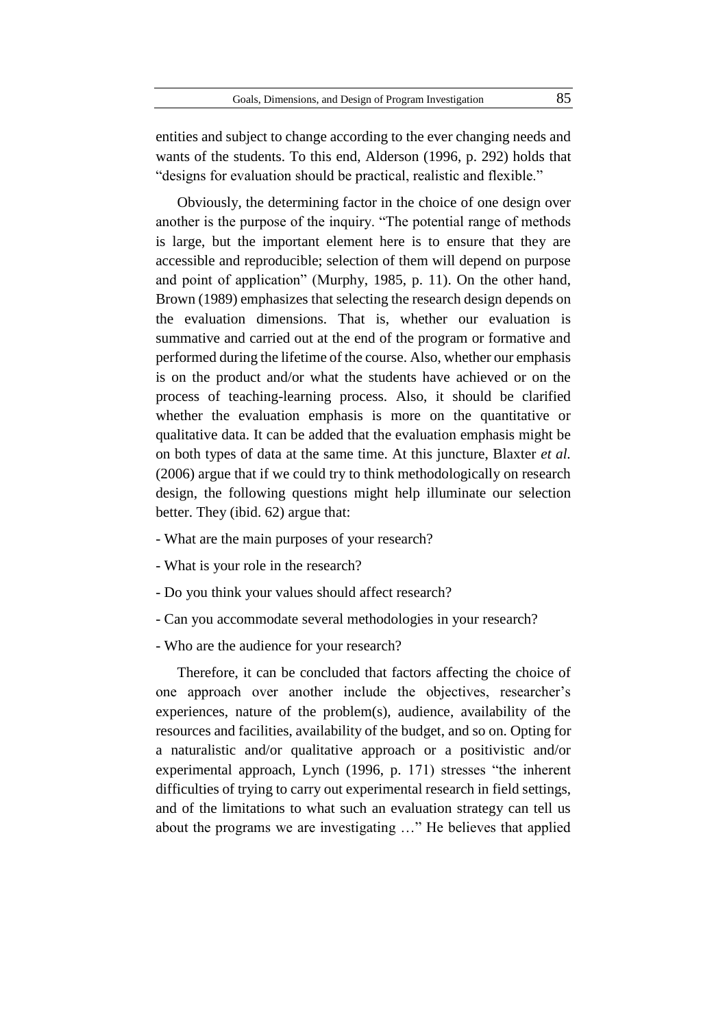entities and subject to change according to the ever changing needs and wants of the students. To this end, Alderson (1996, p. 292) holds that "designs for evaluation should be practical, realistic and flexible."

Obviously, the determining factor in the choice of one design over another is the purpose of the inquiry. "The potential range of methods is large, but the important element here is to ensure that they are accessible and reproducible; selection of them will depend on purpose and point of application" (Murphy, 1985, p. 11). On the other hand, Brown (1989) emphasizes that selecting the research design depends on the evaluation dimensions. That is, whether our evaluation is summative and carried out at the end of the program or formative and performed during the lifetime of the course. Also, whether our emphasis is on the product and/or what the students have achieved or on the process of teaching-learning process. Also, it should be clarified whether the evaluation emphasis is more on the quantitative or qualitative data. It can be added that the evaluation emphasis might be on both types of data at the same time. At this juncture, Blaxter *et al.* (2006) argue that if we could try to think methodologically on research design, the following questions might help illuminate our selection better. They (ibid. 62) argue that:

- What are the main purposes of your research?
- What is your role in the research?
- Do you think your values should affect research?
- Can you accommodate several methodologies in your research?
- Who are the audience for your research?

Therefore, it can be concluded that factors affecting the choice of one approach over another include the objectives, researcher's experiences, nature of the problem(s), audience, availability of the resources and facilities, availability of the budget, and so on. Opting for a naturalistic and/or qualitative approach or a positivistic and/or experimental approach, Lynch (1996, p. 171) stresses "the inherent difficulties of trying to carry out experimental research in field settings, and of the limitations to what such an evaluation strategy can tell us about the programs we are investigating …" He believes that applied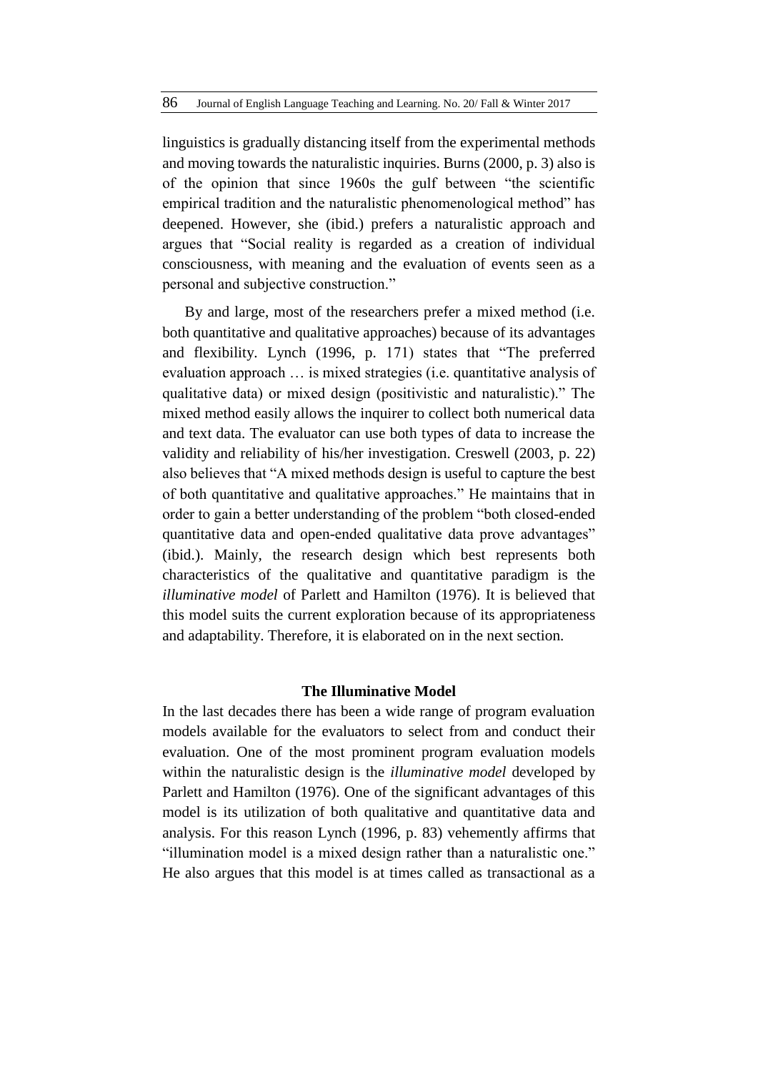linguistics is gradually distancing itself from the experimental methods and moving towards the naturalistic inquiries. Burns (2000, p. 3) also is of the opinion that since 1960s the gulf between "the scientific empirical tradition and the naturalistic phenomenological method" has deepened. However, she (ibid.) prefers a naturalistic approach and argues that "Social reality is regarded as a creation of individual consciousness, with meaning and the evaluation of events seen as a personal and subjective construction."

By and large, most of the researchers prefer a mixed method (i.e. both quantitative and qualitative approaches) because of its advantages and flexibility. Lynch (1996, p. 171) states that "The preferred evaluation approach … is mixed strategies (i.e. quantitative analysis of qualitative data) or mixed design (positivistic and naturalistic)." The mixed method easily allows the inquirer to collect both numerical data and text data. The evaluator can use both types of data to increase the validity and reliability of his/her investigation. Creswell (2003, p. 22) also believes that "A mixed methods design is useful to capture the best of both quantitative and qualitative approaches." He maintains that in order to gain a better understanding of the problem "both closed-ended quantitative data and open-ended qualitative data prove advantages" (ibid.). Mainly, the research design which best represents both characteristics of the qualitative and quantitative paradigm is the *illuminative model* of Parlett and Hamilton (1976). It is believed that this model suits the current exploration because of its appropriateness and adaptability. Therefore, it is elaborated on in the next section.

## The Illuminative Model

In the last decades there has been a wide range of program evaluation models available for the evaluators to select from and conduct their evaluation. One of the most prominent program evaluation models within the naturalistic design is the *illuminative model* developed by Parlett and Hamilton (1976). One of the significant advantages of this model is its utilization of both qualitative and quantitative data and analysis. For this reason Lynch (1996, p. 83) vehemently affirms that "illumination model is a mixed design rather than a naturalistic one." He also argues that this model is at times called as transactional as a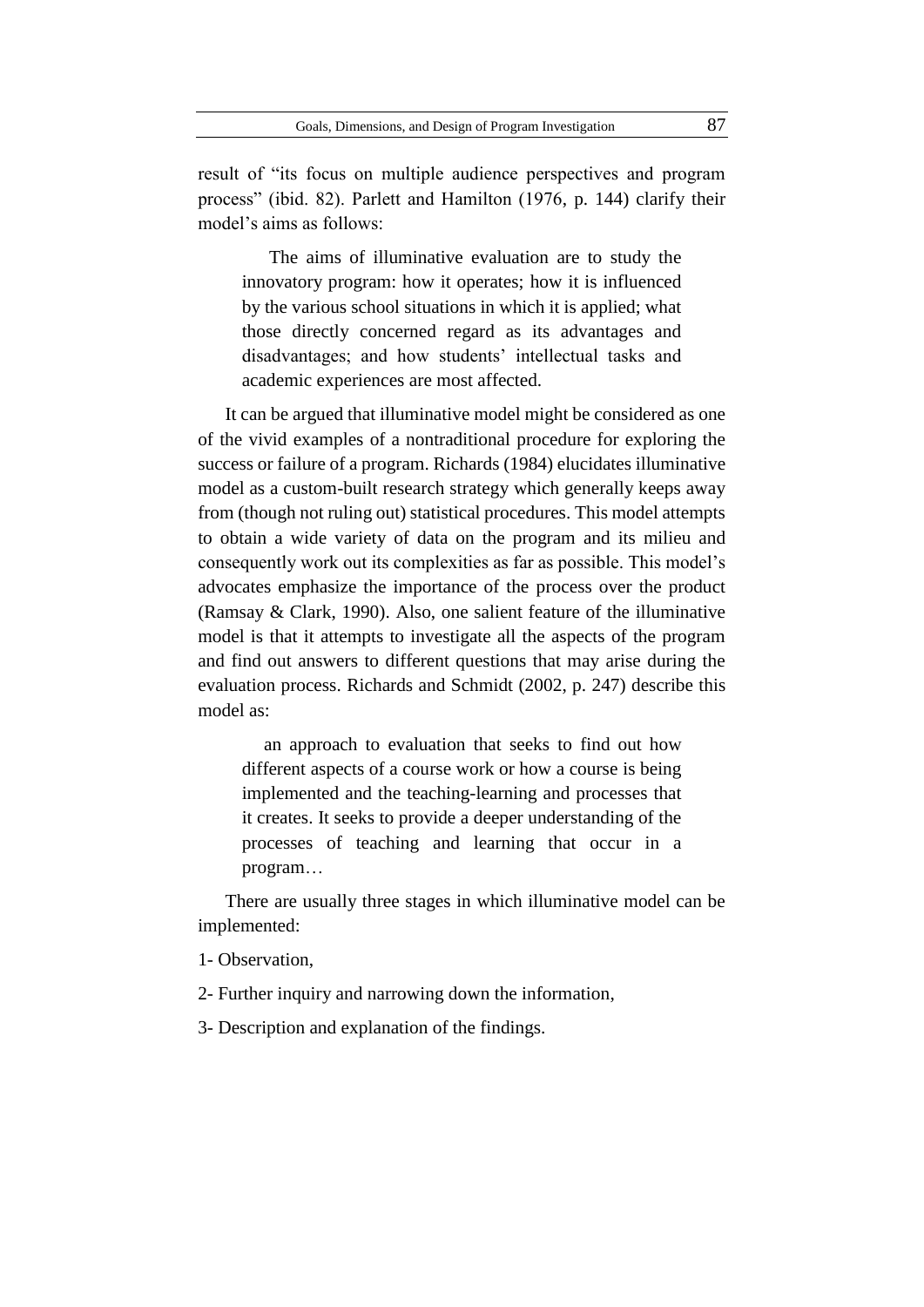result of "its focus on multiple audience perspectives and program process" (ibid. 82). Parlett and Hamilton (1976, p. 144) clarify their model's aims as follows:

> The aims of illuminative evaluation are to study the innovatory program: how it operates; how it is influenced by the various school situations in which it is applied; what those directly concerned regard as its advantages and disadvantages; and how students' intellectual tasks and academic experiences are most affected.

It can be argued that illuminative model might be considered as one of the vivid examples of a nontraditional procedure for exploring the success or failure of a program. Richards (1984) elucidates illuminative model as a custom-built research strategy which generally keeps away from (though not ruling out) statistical procedures. This model attempts to obtain a wide variety of data on the program and its milieu and consequently work out its complexities as far as possible. This model's advocates emphasize the importance of the process over the product (Ramsay & Clark, 1990). Also, one salient feature of the illuminative model is that it attempts to investigate all the aspects of the program and find out answers to different questions that may arise during the evaluation process. Richards and Schmidt (2002, p. 247) describe this model as:

> an approach to evaluation that seeks to find out how different aspects of a course work or how a course is being implemented and the teaching-learning and processes that it creates. It seeks to provide a deeper understanding of the processes of teaching and learning that occur in a program…

There are usually three stages in which illuminative model can be implemented:

1- Observation,

2- Further inquiry and narrowing down the information,

3- Description and explanation of the findings.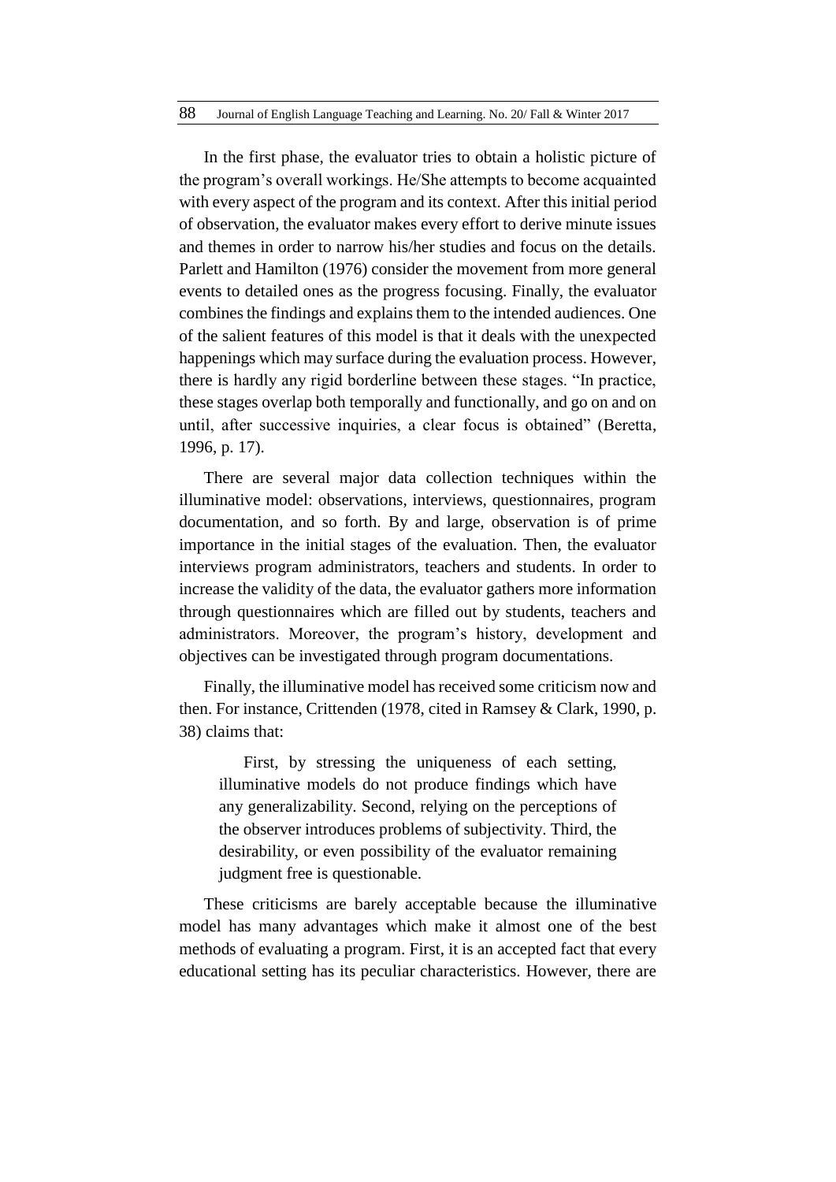In the first phase, the evaluator tries to obtain a holistic picture of the program's overall workings. He/She attempts to become acquainted with every aspect of the program and its context. After this initial period of observation, the evaluator makes every effort to derive minute issues and themes in order to narrow his/her studies and focus on the details. Parlett and Hamilton (1976) consider the movement from more general events to detailed ones as the progress focusing. Finally, the evaluator combines the findings and explains them to the intended audiences. One of the salient features of this model is that it deals with the unexpected happenings which may surface during the evaluation process. However, there is hardly any rigid borderline between these stages. "In practice, these stages overlap both temporally and functionally, and go on and on until, after successive inquiries, a clear focus is obtained" (Beretta, 1996, p. 17).

There are several major data collection techniques within the illuminative model: observations, interviews, questionnaires, program documentation, and so forth. By and large, observation is of prime importance in the initial stages of the evaluation. Then, the evaluator interviews program administrators, teachers and students. In order to increase the validity of the data, the evaluator gathers more information through questionnaires which are filled out by students, teachers and administrators. Moreover, the program's history, development and objectives can be investigated through program documentations.

Finally, the illuminative model has received some criticism now and then. For instance, Crittenden (1978, cited in Ramsey & Clark, 1990, p. 38) claims that:

> First, by stressing the uniqueness of each setting, illuminative models do not produce findings which have any generalizability. Second, relying on the perceptions of the observer introduces problems of subjectivity. Third, the desirability, or even possibility of the evaluator remaining judgment free is questionable.

These criticisms are barely acceptable because the illuminative model has many advantages which make it almost one of the best methods of evaluating a program. First, it is an accepted fact that every educational setting has its peculiar characteristics. However, there are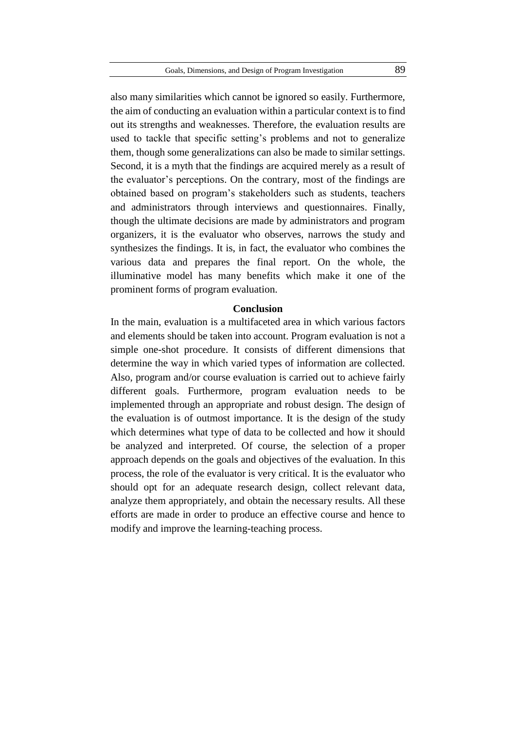also many similarities which cannot be ignored so easily. Furthermore, the aim of conducting an evaluation within a particular context is to find out its strengths and weaknesses. Therefore, the evaluation results are used to tackle that specific setting's problems and not to generalize them, though some generalizations can also be made to similar settings. Second, it is a myth that the findings are acquired merely as a result of the evaluator's perceptions. On the contrary, most of the findings are obtained based on program's stakeholders such as students, teachers and administrators through interviews and questionnaires. Finally, though the ultimate decisions are made by administrators and program organizers, it is the evaluator who observes, narrows the study and synthesizes the findings. It is, in fact, the evaluator who combines the various data and prepares the final report. On the whole, the illuminative model has many benefits which make it one of the prominent forms of program evaluation.

## Conclusion

In the main, evaluation is a multifaceted area in which various factors and elements should be taken into account. Program evaluation is not a simple one-shot procedure. It consists of different dimensions that determine the way in which varied types of information are collected. Also, program and/or course evaluation is carried out to achieve fairly different goals. Furthermore, program evaluation needs to be implemented through an appropriate and robust design. The design of the evaluation is of outmost importance. It is the design of the study which determines what type of data to be collected and how it should be analyzed and interpreted. Of course, the selection of a proper approach depends on the goals and objectives of the evaluation. In this process, the role of the evaluator is very critical. It is the evaluator who should opt for an adequate research design, collect relevant data, analyze them appropriately, and obtain the necessary results. All these efforts are made in order to produce an effective course and hence to modify and improve the learning-teaching process.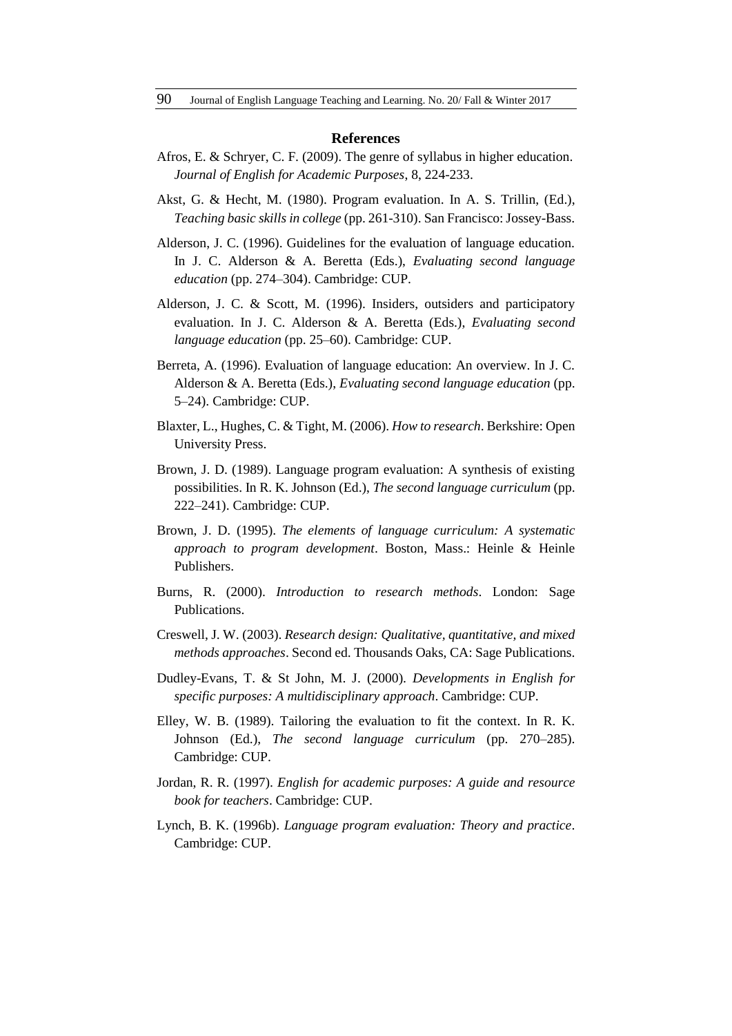## References

Afros, E. & Schryer, C. F. (2009). The genre of syllabus in higher education. *Journal of English for Academic Purposes*, 8, 224-233.

Akst, G. & Hecht, M. (1980). Program evaluation. In A. S. Trillin, (Ed.), *Teaching basic skills in college* (pp. 261-310). San Francisco: Jossey-Bass.

Alderson, J. C. (1996). Guidelines for the evaluation of language education. In J. C. Alderson & A. Beretta (Eds.), *Evaluating second language education* (pp. 274–304). Cambridge: CUP.

Alderson, J. C. & Scott, M. (1996). Insiders, outsiders and participatory evaluation. In J. C. Alderson & A. Beretta (Eds.), *Evaluating second language education* (pp. 25–60). Cambridge: CUP.

Berreta, A. (1996). Evaluation of language education: An overview. In J. C. Alderson & A. Beretta (Eds.), *Evaluating second language education* (pp. 5–24). Cambridge: CUP.

Blaxter, L., Hughes, C. & Tight, M. (2006). *How to research*. Berkshire: Open University Press.

Brown, J. D. (1989). Language program evaluation: A synthesis of existing possibilities. In R. K. Johnson (Ed.), *The second language curriculum* (pp. 222–241). Cambridge: CUP.

Brown, J. D. (1995). *The elements of language curriculum: A systematic approach to program development*. Boston, Mass.: Heinle & Heinle Publishers.

Burns, R. (2000). *Introduction to research methods*. London: Sage Publications.

Creswell, J. W. (2003). *Research design: Qualitative, quantitative, and mixed methods approaches*. Second ed. Thousands Oaks, CA: Sage Publications.

Dudley-Evans, T. & St John, M. J. (2000). *Developments in English for specific purposes: A multidisciplinary approach*. Cambridge: CUP.

Elley, W. B. (1989). Tailoring the evaluation to fit the context. In R. K. Johnson (Ed.), *The second language curriculum* (pp. 270–285). Cambridge: CUP.

Jordan, R. R. (1997). *English for academic purposes: A guide and resource book for teachers*. Cambridge: CUP.

Lynch, B. K. (1996b). *Language program evaluation: Theory and practice*. Cambridge: CUP.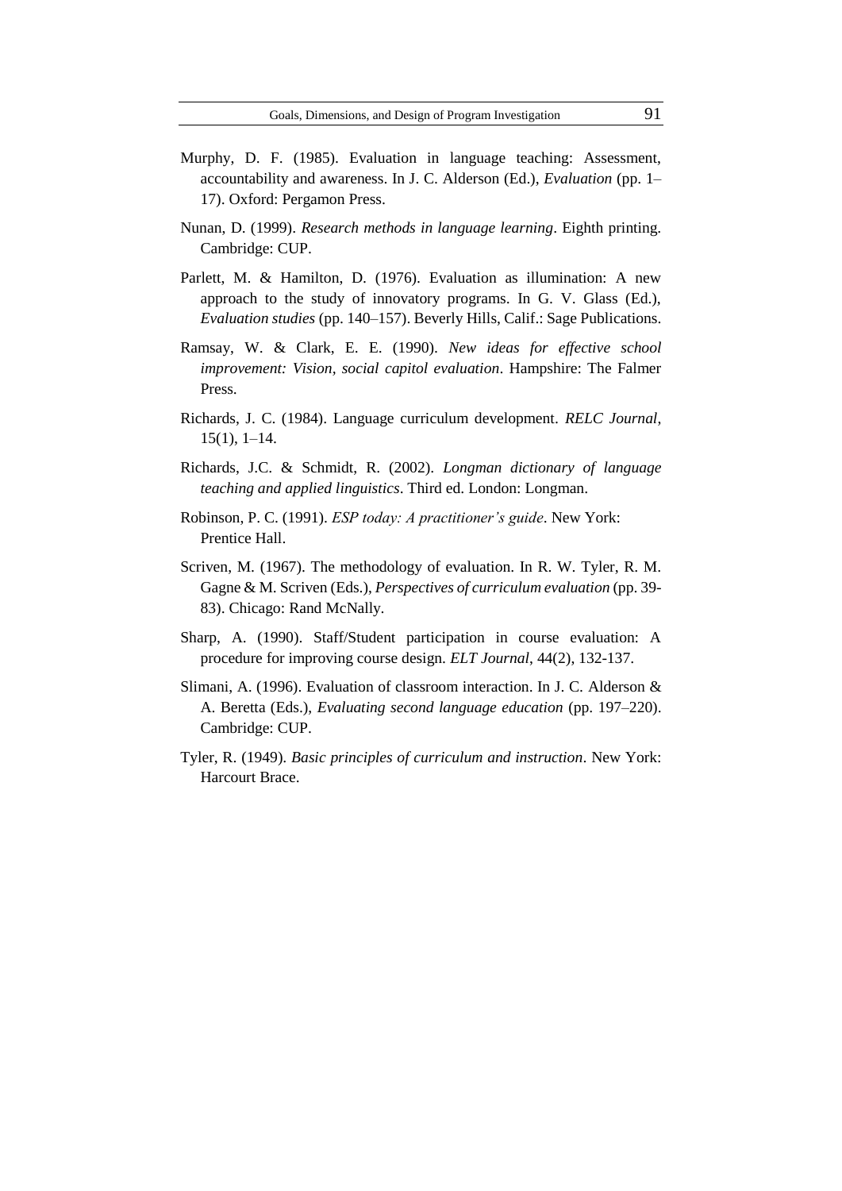Murphy, D. F. (1985). Evaluation in language teaching: Assessment, accountability and awareness. In J. C. Alderson (Ed.), *Evaluation* (pp. 1–17). Oxford: Pergamon Press.

Nunan, D. (1999). *Research methods in language learning*. Eighth printing. Cambridge: CUP.

Parlett, M. & Hamilton, D. (1976). Evaluation as illumination: A new approach to the study of innovatory programs. In G. V. Glass (Ed.), *Evaluation studies* (pp. 140–157). Beverly Hills, Calif.: Sage Publications.

Ramsay, W. & Clark, E. E. (1990). *New ideas for effective school improvement: Vision, social capitol evaluation*. Hampshire: The Falmer Press.

Richards, J. C. (1984). Language curriculum development. *RELC Journal*, 15(1), 1–14.

Richards, J.C. & Schmidt, R. (2002). *Longman dictionary of language teaching and applied linguistics*. Third ed. London: Longman.

Robinson, P. C. (1991). *ESP today: A practitioner's guide*. New York: Prentice Hall.

Scriven, M. (1967). The methodology of evaluation. In R. W. Tyler, R. M. Gagne & M. Scriven (Eds.), *Perspectives of curriculum evaluation* (pp. 39-83). Chicago: Rand McNally.

Sharp, A. (1990). Staff/Student participation in course evaluation: A procedure for improving course design. *ELT Journal*, 44(2), 132-137.

Slimani, A. (1996). Evaluation of classroom interaction. In J. C. Alderson & A. Beretta (Eds.), *Evaluating second language education* (pp. 197–220). Cambridge: CUP.

Tyler, R. (1949). *Basic principles of curriculum and instruction*. New York: Harcourt Brace.